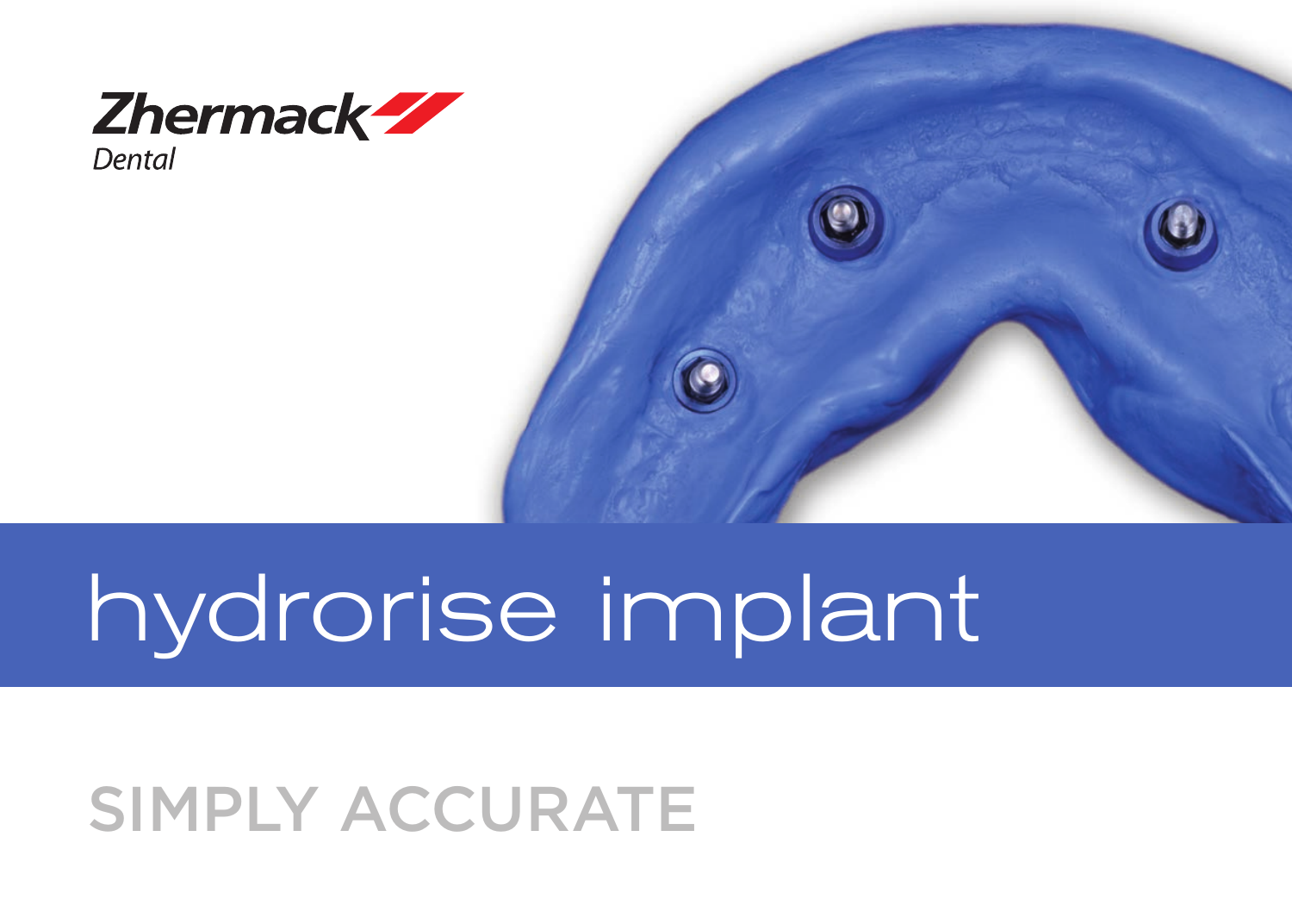Zhermack

Dental

# hydrorise implant

## SIMPLY ACCURATE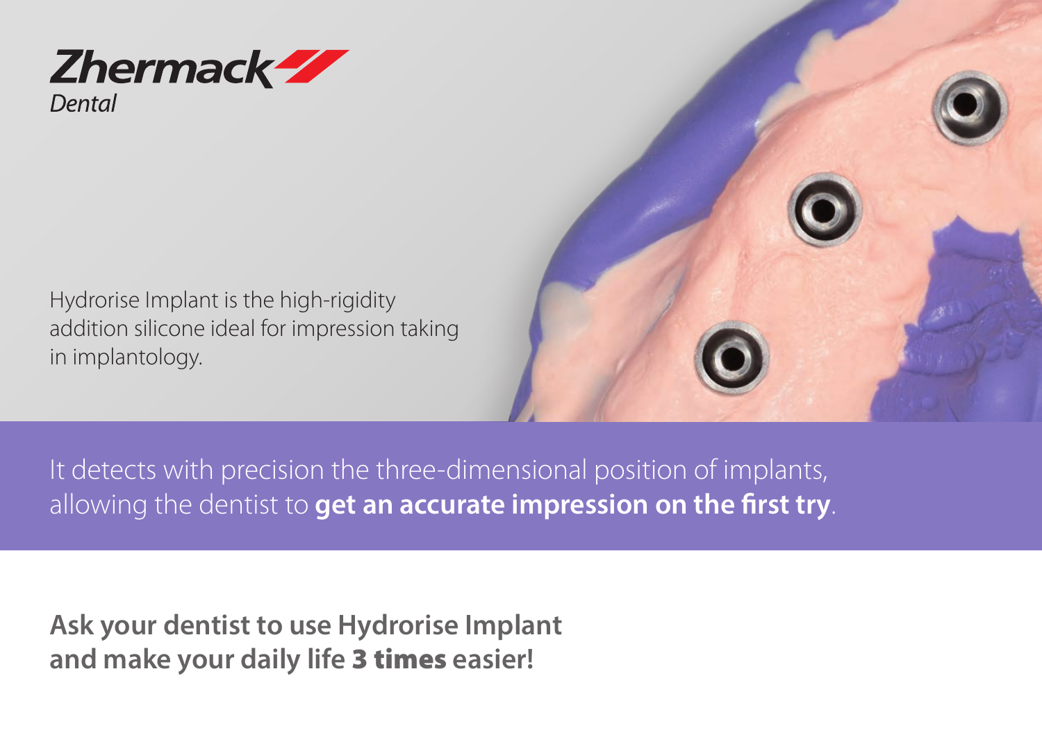Zhermack Dental

Hydrorise Implant is the high-rigidity addition silicone ideal for impression taking in implantology.

It detects with precision the three-dimensional position of implants, allowing the dentist to **get an accurate impression on the first try**.

**Ask your dentist to use Hydrorise Implant and make your daily life 3 times easier!**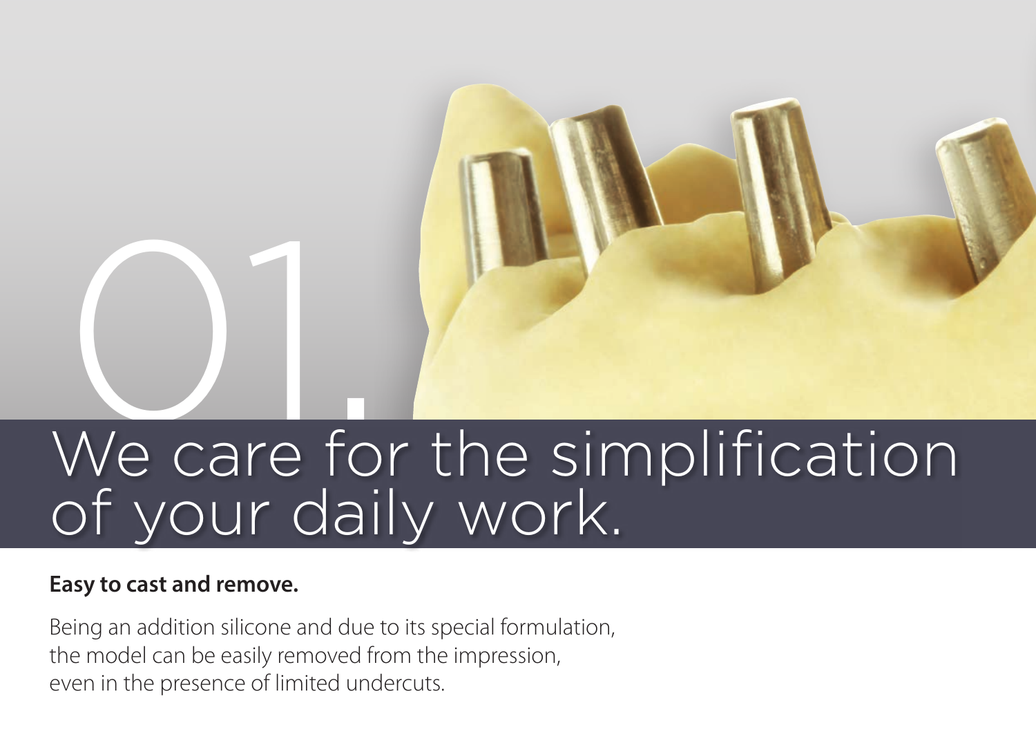# 01.

# We care for the simplification of your daily work.

**Easy to cast and remove.**

Being an addition silicone and due to its special formulation, the model can be easily removed from the impression, even in the presence of limited undercuts.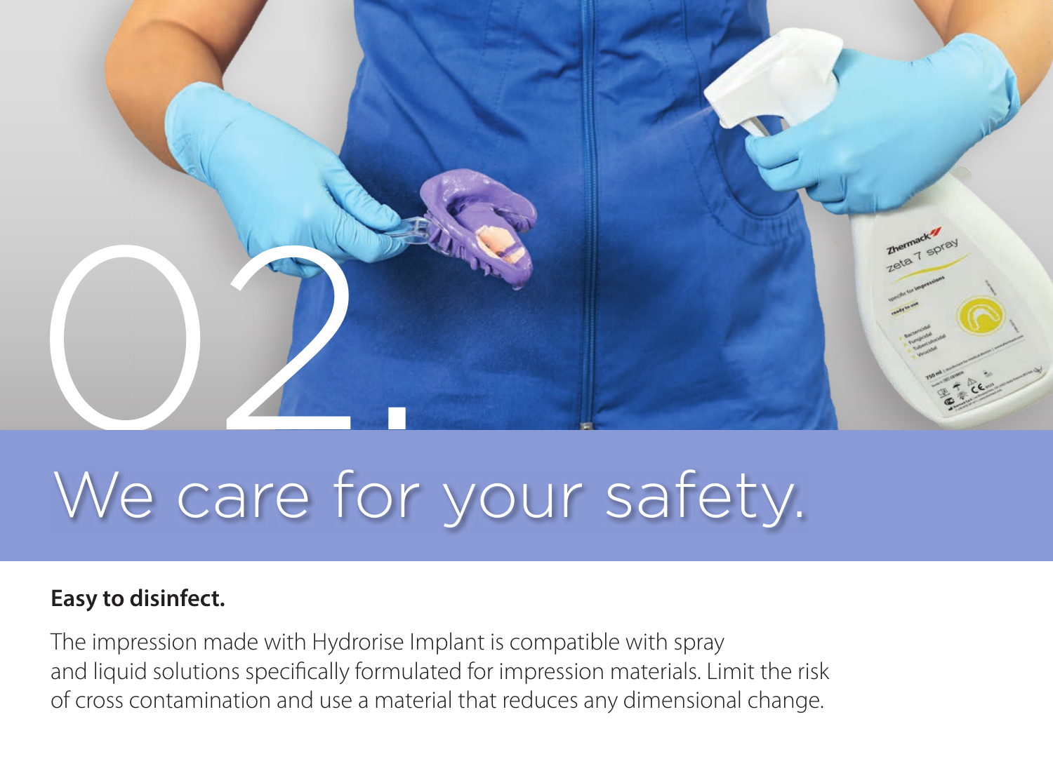# 02.

## We care for your safety.

**Easy to disinfect.**

The impression made with Hydrorise Implant is compatible with spray and liquid solutions specifically formulated for impression materials. Limit the risk of cross contamination and use a material that reduces any dimensional change.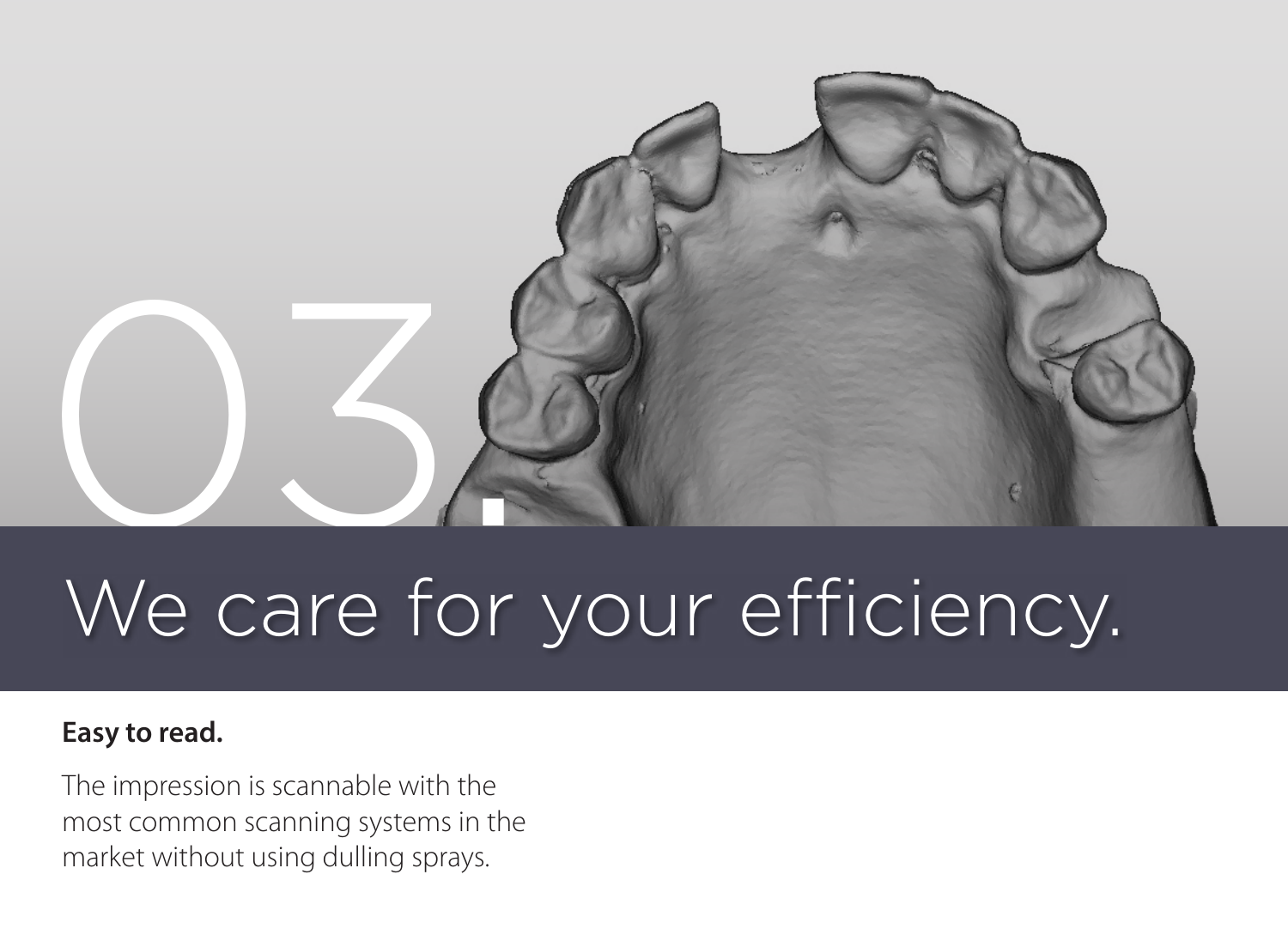# 03.

## We care for your efficiency.

**Easy to read.**

The impression is scannable with the most common scanning systems in the market without using dulling sprays.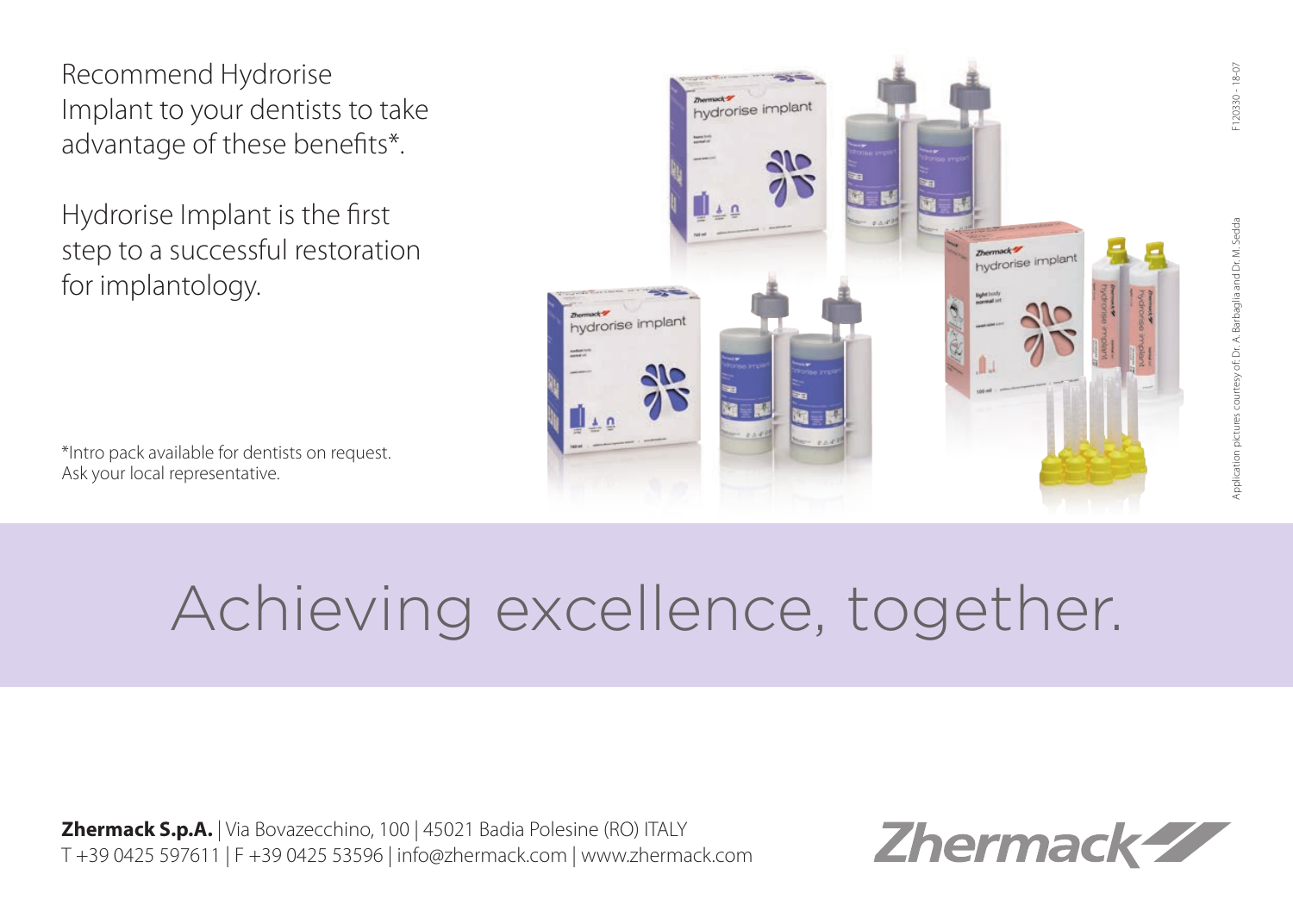Recommend Hydrorise Implant to your dentists to take advantage of these benefits*.

Hydrorise Implant is the first step to a successful restoration for implantology.

*Intro pack available for dentists on request. Ask your local representative.

Application pictures courtesy of: Dr. A. Barbaglia and Dr. M. Sedda

F120330 - 18-07

# Achieving excellence, together.

**Zhermack S.p.A.** | Via Bovazecchino, 100 | 45021 Badia Polesine (RO) ITALY
T +39 0425 597611 | F +39 0425 53596 | info@zhermack.com | www.zhermack.com

Zhermack